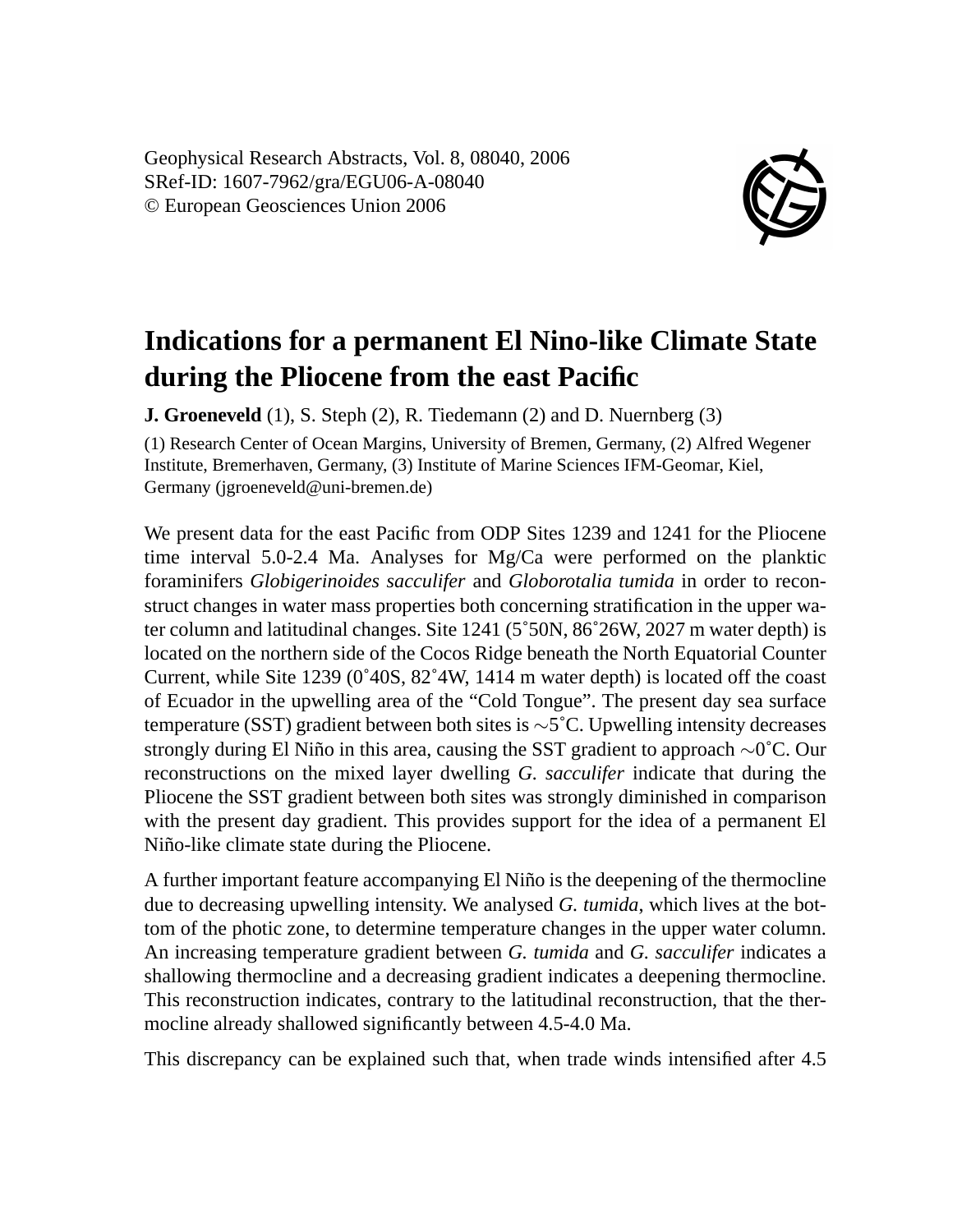Geophysical Research Abstracts, Vol. 8, 08040, 2006
SRef-ID: 1607-7962/gra/EGU06-A-08040
© European Geosciences Union 2006

# Indications for a permanent El Nino-like Climate State during the Pliocene from the east Pacific

**J. Groeneveld** (1), S. Steph (2), R. Tiedemann (2) and D. Nuernberg (3)

(1) Research Center of Ocean Margins, University of Bremen, Germany, (2) Alfred Wegener Institute, Bremerhaven, Germany, (3) Institute of Marine Sciences IFM-Geomar, Kiel, Germany (jgroeneveld@uni-bremen.de)

We present data for the east Pacific from ODP Sites 1239 and 1241 for the Pliocene time interval 5.0-2.4 Ma. Analyses for Mg/Ca were performed on the planktic foraminifers *Globigerinoides sacculifer* and *Globorotalia tumida* in order to reconstruct changes in water mass properties both concerning stratification in the upper water column and latitudinal changes. Site 1241 (5˚50N, 86˚26W, 2027 m water depth) is located on the northern side of the Cocos Ridge beneath the North Equatorial Counter Current, while Site 1239 (0˚40S, 82˚4W, 1414 m water depth) is located off the coast of Ecuador in the upwelling area of the "Cold Tongue". The present day sea surface temperature (SST) gradient between both sites is ~5˚C. Upwelling intensity decreases strongly during El Niño in this area, causing the SST gradient to approach ~0˚C. Our reconstructions on the mixed layer dwelling *G. sacculifer* indicate that during the Pliocene the SST gradient between both sites was strongly diminished in comparison with the present day gradient. This provides support for the idea of a permanent El Niño-like climate state during the Pliocene.

A further important feature accompanying El Niño is the deepening of the thermocline due to decreasing upwelling intensity. We analysed *G. tumida*, which lives at the bottom of the photic zone, to determine temperature changes in the upper water column. An increasing temperature gradient between *G. tumida* and *G. sacculifer* indicates a shallowing thermocline and a decreasing gradient indicates a deepening thermocline. This reconstruction indicates, contrary to the latitudinal reconstruction, that the thermocline already shallowed significantly between 4.5-4.0 Ma.

This discrepancy can be explained such that, when trade winds intensified after 4.5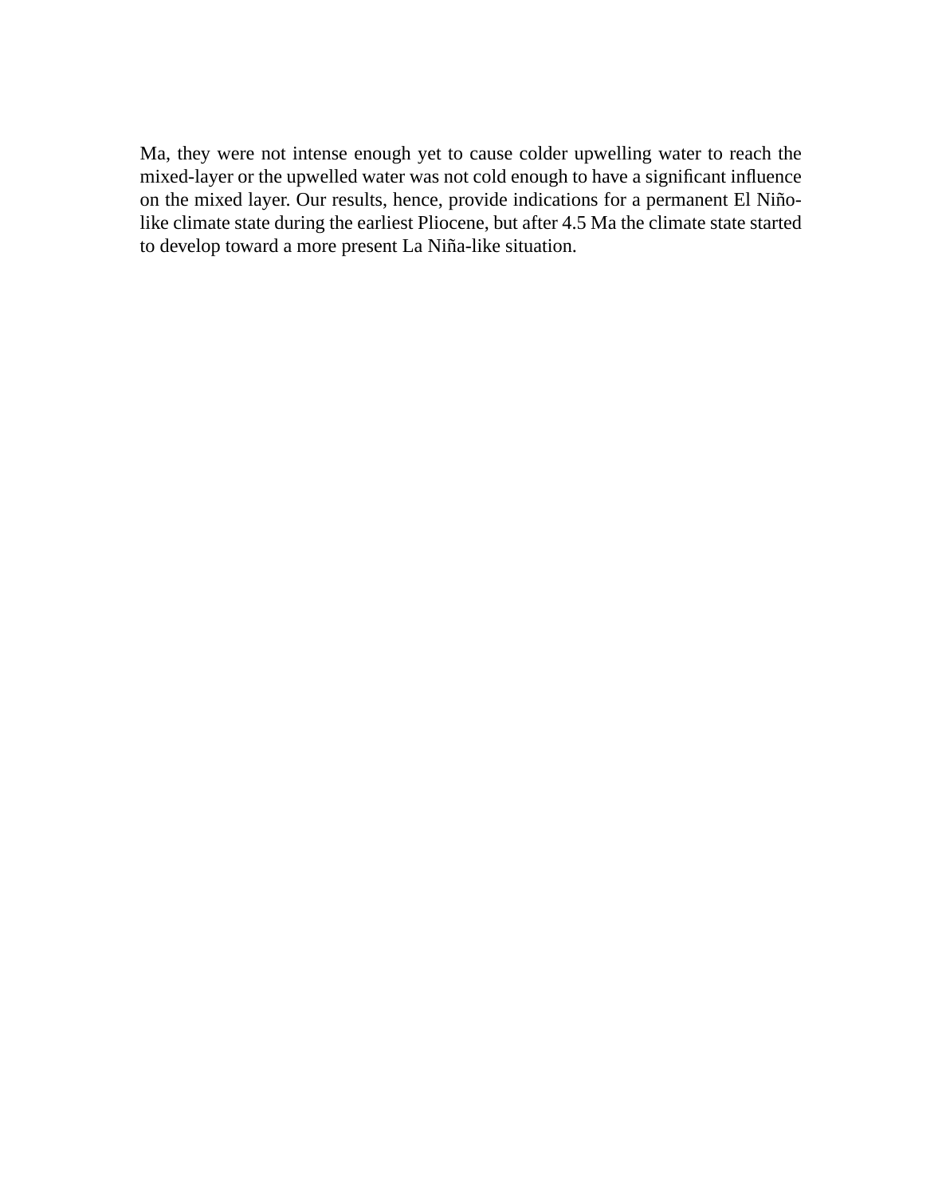Ma, they were not intense enough yet to cause colder upwelling water to reach the mixed-layer or the upwelled water was not cold enough to have a significant influence on the mixed layer. Our results, hence, provide indications for a permanent El Niño-like climate state during the earliest Pliocene, but after 4.5 Ma the climate state started to develop toward a more present La Niña-like situation.